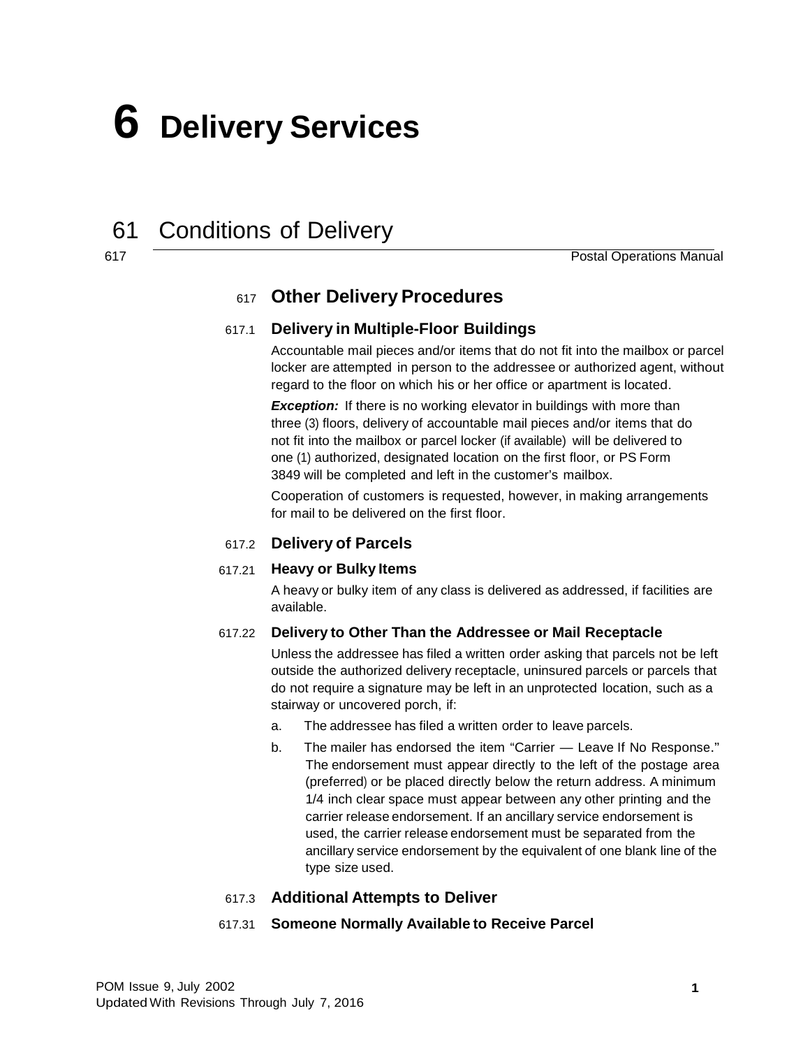# 6 Delivery Services

## 61 Conditions of Delivery

### 617 Other Delivery Procedures

#### 617.1 Delivery in Multiple-Floor Buildings

Accountable mail pieces and/or items that do not fit into the mailbox or parcel locker are attempted in person to the addressee or authorized agent, without regard to the floor on which his or her office or apartment is located.

***Exception:*** If there is no working elevator in buildings with more than three (3) floors, delivery of accountable mail pieces and/or items that do not fit into the mailbox or parcel locker (if available) will be delivered to one (1) authorized, designated location on the first floor, or PS Form 3849 will be completed and left in the customer's mailbox.

Cooperation of customers is requested, however, in making arrangements for mail to be delivered on the first floor.

#### 617.2 Delivery of Parcels

##### 617.21 Heavy or Bulky Items

A heavy or bulky item of any class is delivered as addressed, if facilities are available.

##### 617.22 Delivery to Other Than the Addressee or Mail Receptacle

Unless the addressee has filed a written order asking that parcels not be left outside the authorized delivery receptacle, uninsured parcels or parcels that do not require a signature may be left in an unprotected location, such as a stairway or uncovered porch, if:

a. The addressee has filed a written order to leave parcels.

b. The mailer has endorsed the item "Carrier — Leave If No Response." The endorsement must appear directly to the left of the postage area (preferred) or be placed directly below the return address. A minimum 1/4 inch clear space must appear between any other printing and the carrier release endorsement. If an ancillary service endorsement is used, the carrier release endorsement must be separated from the ancillary service endorsement by the equivalent of one blank line of the type size used.

#### 617.3 Additional Attempts to Deliver

##### 617.31 Someone Normally Available to Receive Parcel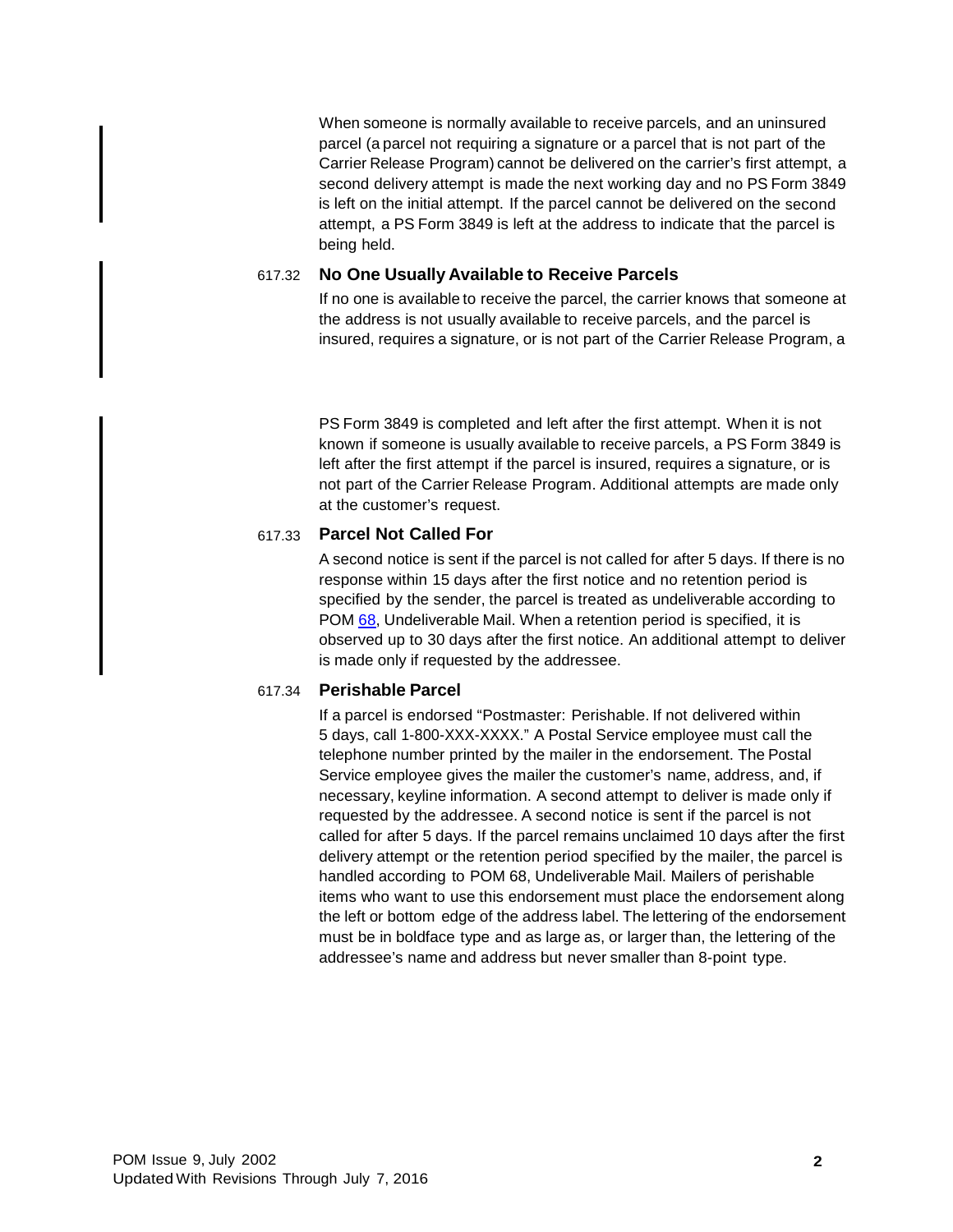When someone is normally available to receive parcels, and an uninsured parcel (a parcel not requiring a signature or a parcel that is not part of the Carrier Release Program) cannot be delivered on the carrier's first attempt, a second delivery attempt is made the next working day and no PS Form 3849 is left on the initial attempt. If the parcel cannot be delivered on the second attempt, a PS Form 3849 is left at the address to indicate that the parcel is being held.

### 617.32 No One Usually Available to Receive Parcels

If no one is available to receive the parcel, the carrier knows that someone at the address is not usually available to receive parcels, and the parcel is insured, requires a signature, or is not part of the Carrier Release Program, a PS Form 3849 is completed and left after the first attempt. When it is not known if someone is usually available to receive parcels, a PS Form 3849 is left after the first attempt if the parcel is insured, requires a signature, or is not part of the Carrier Release Program. Additional attempts are made only at the customer's request.

### 617.33 Parcel Not Called For

A second notice is sent if the parcel is not called for after 5 days. If there is no response within 15 days after the first notice and no retention period is specified by the sender, the parcel is treated as undeliverable according to POM 68, Undeliverable Mail. When a retention period is specified, it is observed up to 30 days after the first notice. An additional attempt to deliver is made only if requested by the addressee.

### 617.34 Perishable Parcel

If a parcel is endorsed "Postmaster: Perishable. If not delivered within 5 days, call 1-800-XXX-XXXX." A Postal Service employee must call the telephone number printed by the mailer in the endorsement. The Postal Service employee gives the mailer the customer's name, address, and, if necessary, keyline information. A second attempt to deliver is made only if requested by the addressee. A second notice is sent if the parcel is not called for after 5 days. If the parcel remains unclaimed 10 days after the first delivery attempt or the retention period specified by the mailer, the parcel is handled according to POM 68, Undeliverable Mail. Mailers of perishable items who want to use this endorsement must place the endorsement along the left or bottom edge of the address label. The lettering of the endorsement must be in boldface type and as large as, or larger than, the lettering of the addressee's name and address but never smaller than 8-point type.